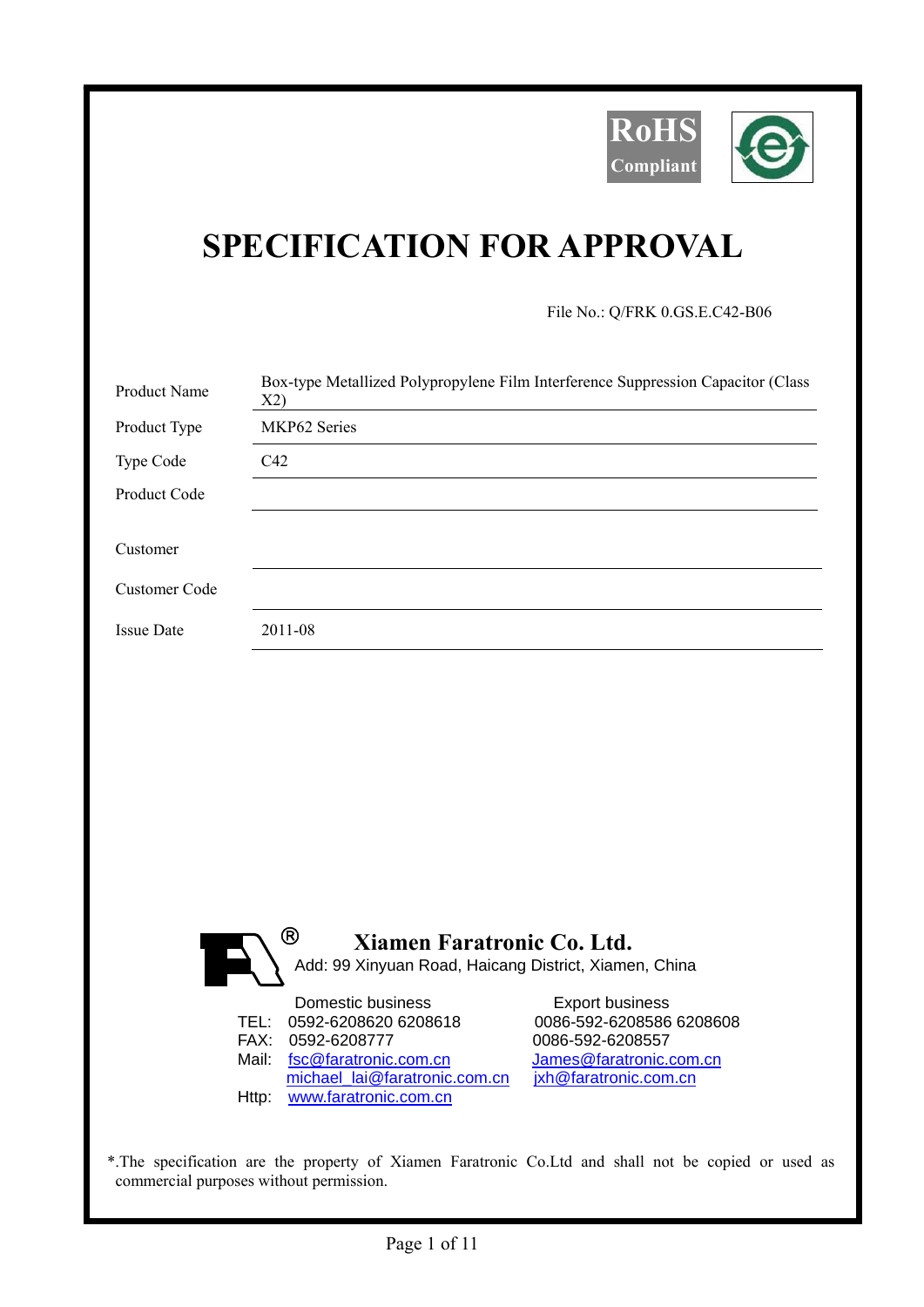RoHS Compliant

# SPECIFICATION FOR APPROVAL

File No.: Q/FRK 0.GS.E.C42-B06

| | |
|---|---|
| Product Name | Box-type Metallized Polypropylene Film Interference Suppression Capacitor (Class X2) |
| Product Type | MKP62 Series |
| Type Code | C42 |
| Product Code | |
| Customer | |
| Customer Code | |
| Issue Date | 2011-08 |

**Xiamen Faratronic Co. Ltd.**

Add: 99 Xinyuan Road, Haicang District, Xiamen, China

| | Domestic business | Export business |
|---|---|---|
| TEL: | 0592-6208620 6208618 | 0086-592-6208586 6208608 |
| FAX: | 0592-6208777 | 0086-592-6208557 |
| Mail: | fsc@faratronic.com.cn | James@faratronic.com.cn |
| | michael_lai@faratronic.com.cn | jxh@faratronic.com.cn |
| Http: | www.faratronic.com.cn | |

*.The specification are the property of Xiamen Faratronic Co.Ltd and shall not be copied or used as commercial purposes without permission.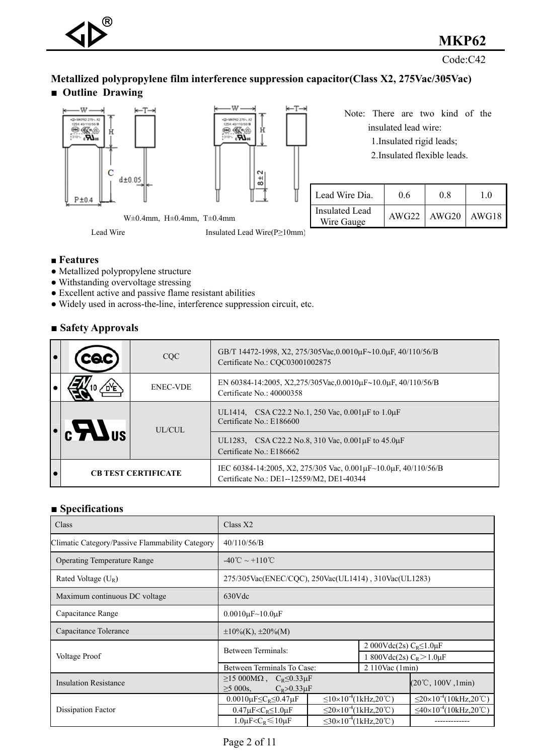# MKP62

Code:C42

## Metallized polypropylene film interference suppression capacitor(Class X2, 275Vac/305Vac)

## ■ Outline Drawing

W±0.4mm, H±0.4mm, T±0.4mm

Lead Wire　　　　Insulated Lead Wire(P≥10mm)

Note: There are two kind of the insulated lead wire:

1.Insulated rigid leads;

2.Insulated flexible leads.

| Lead Wire Dia. | 0.6 | 0.8 | 1.0 |
|---|---|---|---|
| Insulated Lead Wire Gauge | AWG22 | AWG20 | AWG18 |

## ■ Features

- Metallized polypropylene structure
- Withstanding overvoltage stressing
- Excellent active and passive flame resistant abilities
- Widely used in across-the-line, interference suppression circuit, etc.

## ■ Safety Approvals

| | | | |
|---|---|---|---|
| ● | | CQC | GB/T 14472-1998, X2, 275/305Vac,0.0010μF~10.0μF, 40/110/56/B<br>Certificate No.: CQC03001002875 |
| ● | | ENEC-VDE | EN 60384-14:2005, X2,275/305Vac,0.0010μF~10.0μF, 40/110/56/B<br>Certificate No.: 40000358 |
| ● | | UL/CUL | UL1414, CSA C22.2 No.1, 250 Vac, 0.001μF to 1.0μF<br>Certificate No.: E186600 |
| | | | UL1283, CSA C22.2 No.8, 310 Vac, 0.001μF to 45.0μF<br>Certificate No.: E186662 |
| ● | CB TEST CERTIFICATE | | IEC 60384-14:2005, X2, 275/305 Vac, 0.001μF~10.0μF, 40/110/56/B<br>Certificate No.: DE1--12559/M2, DE1-40344 |

## ■ Specifications

| | | | |
|---|---|---|---|
| Class | Class X2 | | |
| Climatic Category/Passive Flammability Category | 40/110/56/B | | |
| Operating Temperature Range | -40℃ ~ +110℃ | | |
| Rated Voltage ($U_R$) | 275/305Vac(ENEC/CQC), 250Vac(UL1414) , 310Vac(UL1283) | | |
| Maximum continuous DC voltage | 630Vdc | | |
| Capacitance Range | 0.0010μF~10.0μF | | |
| Capacitance Tolerance | ±10%(K), ±20%(M) | | |
| Voltage Proof | Between Terminals: | 2 000Vdc(2s) $C_R$≤1.0μF | |
| | | 1 800Vdc(2s) $C_R$＞1.0μF | |
| | Between Terminals To Case: | 2 110Vac (1min) | |
| Insulation Resistance | ≥15 000MΩ , $C_R$≤0.33μF<br>≥5 000s, $C_R$>0.33μF | | (20℃, 100V ,1min) |
| Dissipation Factor | 0.0010μF≤$C_R$≤0.47μF | ≤10×10$^{-4}$(1kHz,20℃) | ≤20×10$^{-4}$(10kHz,20℃) |
| | 0.47μF<$C_R$≤1.0μF | ≤20×10$^{-4}$(1kHz,20℃) | ≤40×10$^{-4}$(10kHz,20℃) |
| | 1.0μF<$C_R$≤10μF | ≤30×10$^{-4}$(1kHz,20℃) | ------------- |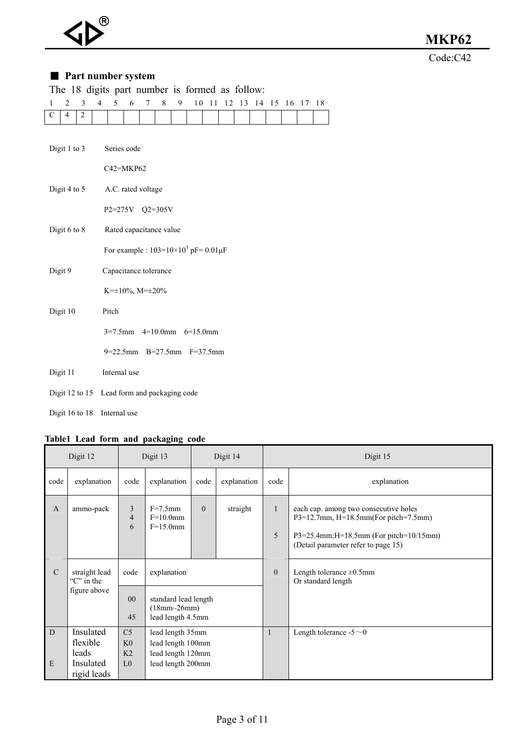## ■ Part number system

The 18 digits part number is formed as follow:

| 1 | 2 | 3 | 4 | 5 | 6 | 7 | 8 | 9 | 10 | 11 | 12 | 13 | 14 | 15 | 16 | 17 | 18 |
|---|---|---|---|---|---|---|---|---|---|---|---|---|---|---|---|---|---|
| C | 4 | 2 | | | | | | | | | | | | | | | |

Digit 1 to 3 Series code

C42=MKP62

Digit 4 to 5 A.C. rated voltage

P2=275V Q2=305V

Digit 6 to 8 Rated capacitance value

For example : $103=10\times10^3$ pF= 0.01μF

Digit 9 Capacitance tolerance

K=±10%, M=±20%

Digit 10 Pitch

3=7.5mm 4=10.0mm 6=15.0mm

9=22.5mm B=27.5mm F=37.5mm

Digit 11 Internal use

Digit 12 to 15 Lead form and packaging code

Digit 16 to 18 Internal use

**Table1 Lead form and packaging code**

| Digit 12 | | Digit 13 | | Digit 14 | | Digit 15 | |
|---|---|---|---|---|---|---|---|
| code | explanation | code | explanation | code | explanation | code | explanation |
| A | ammo-pack | 3<br>4<br>6 | F=7.5mm<br>F=10.0mm<br>F=15.0mm | 0 | straight | 1<br><br>5 | each cap. among two consecutive holes P3=12.7mm, H=18.5mm(For pitch=7.5mm)<br><br>P3=25.4mm;H=18.5mm (For pitch=10/15mm) (Detail parameter refer to page 15) |
| C | straight lead "C" in the figure above | code | explanation | | | 0 | Length tolerance ±0.5mm Or standard length |
| | | 00<br>45 | standard lead length (18mm~26mm)<br>lead length 4.5mm | | | | |
| D<br><br>E | Insulated flexible leads<br>Insulated rigid leads | C5<br>K0<br>K2<br>L0 | lead length 35mm<br>lead length 100mm<br>lead length 120mm<br>lead length 200mm | | | 1 | Length tolerance -5～0 |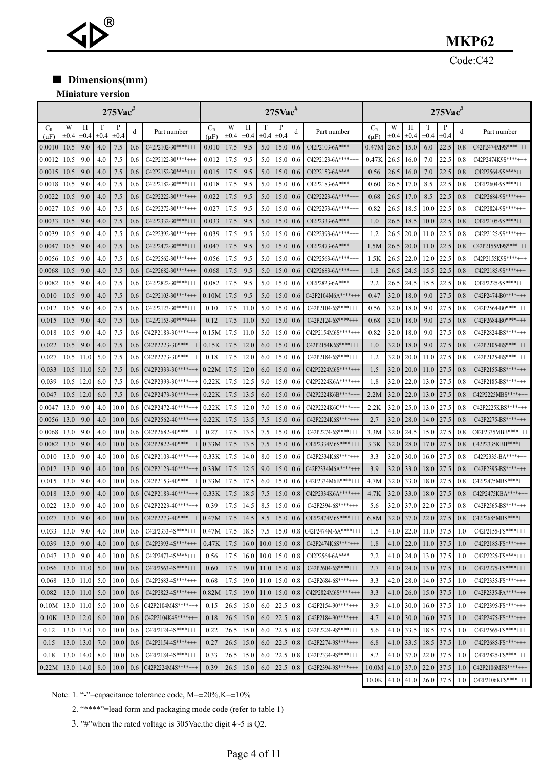# MKP62

Code:C42

## ■ Dimensions(mm)

**Miniature version**

| 275Vac# | | | | | | | 275Vac# | | | | | | | 275Vac# | | | | | | |
|---|---|---|---|---|---|---|---|---|---|---|---|---|---|---|---|---|---|---|---|---|
| $C_R$ (μF) | W ±0.4 | H ±0.4 | T ±0.4 | P ±0.4 | d | Part number | $C_R$ (μF) | W ±0.4 | H ±0.4 | T ±0.4 | P ±0.4 | d | Part number | $C_R$ (μF) | W ±0.4 | H ±0.4 | T ±0.4 | P ±0.4 | d | Part number |
| 0.0010 | 10.5 | 9.0 | 4.0 | 7.5 | 0.6 | C42P2102-30****+++ | 0.010 | 17.5 | 9.5 | 5.0 | 15.0 | 0.6 | C42P2103-6A****+++ | 0.47M | 26.5 | 15.0 | 6.0 | 22.5 | 0.8 | C42P2474M9S****+++ |
| 0.0012 | 10.5 | 9.0 | 4.0 | 7.5 | 0.6 | C42P2122-30****+++ | 0.012 | 17.5 | 9.5 | 5.0 | 15.0 | 0.6 | C42P2123-6A****+++ | 0.47K | 26.5 | 16.0 | 7.0 | 22.5 | 0.8 | C42P2474K9S****+++ |
| 0.0015 | 10.5 | 9.0 | 4.0 | 7.5 | 0.6 | C42P2152-30****+++ | 0.015 | 17.5 | 9.5 | 5.0 | 15.0 | 0.6 | C42P2153-6A****+++ | 0.56 | 26.5 | 16.0 | 7.0 | 22.5 | 0.8 | C42P2564-9S****+++ |
| 0.0018 | 10.5 | 9.0 | 4.0 | 7.5 | 0.6 | C42P2182-30****+++ | 0.018 | 17.5 | 9.5 | 5.0 | 15.0 | 0.6 | C42P2183-6A****+++ | 0.60 | 26.5 | 17.0 | 8.5 | 22.5 | 0.8 | C42P2604-9S****+++ |
| 0.0022 | 10.5 | 9.0 | 4.0 | 7.5 | 0.6 | C42P2222-30****+++ | 0.022 | 17.5 | 9.5 | 5.0 | 15.0 | 0.6 | C42P2223-6A****+++ | 0.68 | 26.5 | 17.0 | 8.5 | 22.5 | 0.8 | C42P2684-9S****+++ |
| 0.0027 | 10.5 | 9.0 | 4.0 | 7.5 | 0.6 | C42P2272-30****+++ | 0.027 | 17.5 | 9.5 | 5.0 | 15.0 | 0.6 | C42P2273-6A****+++ | 0.82 | 26.5 | 18.5 | 10.0 | 22.5 | 0.8 | C42P2824-9S****+++ |
| 0.0033 | 10.5 | 9.0 | 4.0 | 7.5 | 0.6 | C42P2332-30****+++ | 0.033 | 17.5 | 9.5 | 5.0 | 15.0 | 0.6 | C42P2333-6A****+++ | 1.0 | 26.5 | 18.5 | 10.0 | 22.5 | 0.8 | C42P2105-9S****+++ |
| 0.0039 | 10.5 | 9.0 | 4.0 | 7.5 | 0.6 | C42P2392-30****+++ | 0.039 | 17.5 | 9.5 | 5.0 | 15.0 | 0.6 | C42P2393-6A****+++ | 1.2 | 26.5 | 20.0 | 11.0 | 22.5 | 0.8 | C42P2125-9S****+++ |
| 0.0047 | 10.5 | 9.0 | 4.0 | 7.5 | 0.6 | C42P2472-30****+++ | 0.047 | 17.5 | 9.5 | 5.0 | 15.0 | 0.6 | C42P2473-6A****+++ | 1.5M | 26.5 | 20.0 | 11.0 | 22.5 | 0.8 | C42P2155M9S****+++ |
| 0.0056 | 10.5 | 9.0 | 4.0 | 7.5 | 0.6 | C42P2562-30****+++ | 0.056 | 17.5 | 9.5 | 5.0 | 15.0 | 0.6 | C42P2563-6A****+++ | 1.5K | 26.5 | 22.0 | 12.0 | 22.5 | 0.8 | C42P2155K9S****+++ |
| 0.0068 | 10.5 | 9.0 | 4.0 | 7.5 | 0.6 | C42P2682-30****+++ | 0.068 | 17.5 | 9.5 | 5.0 | 15.0 | 0.6 | C42P2683-6A****+++ | 1.8 | 26.5 | 24.5 | 15.5 | 22.5 | 0.8 | C42P2185-9S****+++ |
| 0.0082 | 10.5 | 9.0 | 4.0 | 7.5 | 0.6 | C42P2822-30****+++ | 0.082 | 17.5 | 9.5 | 5.0 | 15.0 | 0.6 | C42P2823-6A****+++ | 2.2 | 26.5 | 24.5 | 15.5 | 22.5 | 0.8 | C42P2225-9S****+++ |
| 0.010 | 10.5 | 9.0 | 4.0 | 7.5 | 0.6 | C42P2103-30****+++ | 0.10M | 17.5 | 9.5 | 5.0 | 15.0 | 0.6 | C42P2104M6A****+++ | 0.47 | 32.0 | 18.0 | 9.0 | 27.5 | 0.8 | C42P2474-B0****+++ |
| 0.012 | 10.5 | 9.0 | 4.0 | 7.5 | 0.6 | C42P2123-30****+++ | 0.10 | 17.5 | 11.0 | 5.0 | 15.0 | 0.6 | C42P2104-6S****+++ | 0.56 | 32.0 | 18.0 | 9.0 | 27.5 | 0.8 | C42P2564-B0****+++ |
| 0.015 | 10.5 | 9.0 | 4.0 | 7.5 | 0.6 | C42P2153-30****+++ | 0.12 | 17.5 | 11.0 | 5.0 | 15.0 | 0.6 | C42P2124-6S****+++ | 0.68 | 32.0 | 18.0 | 9.0 | 27.5 | 0.8 | C42P2684-B0****+++ |
| 0.018 | 10.5 | 9.0 | 4.0 | 7.5 | 0.6 | C42P2183-30****+++ | 0.15M | 17.5 | 11.0 | 5.0 | 15.0 | 0.6 | C42P2154M6S****+++ | 0.82 | 32.0 | 18.0 | 9.0 | 27.5 | 0.8 | C42P2824-BS****+++ |
| 0.022 | 10.5 | 9.0 | 4.0 | 7.5 | 0.6 | C42P2223-30****+++ | 0.15K | 17.5 | 12.0 | 6.0 | 15.0 | 0.6 | C42P2154K6S****+++ | 1.0 | 32.0 | 18.0 | 9.0 | 27.5 | 0.8 | C42P2105-BS****+++ |
| 0.027 | 10.5 | 11.0 | 5.0 | 7.5 | 0.6 | C42P2273-30****+++ | 0.18 | 17.5 | 12.0 | 6.0 | 15.0 | 0.6 | C42P2184-6S****+++ | 1.2 | 32.0 | 20.0 | 11.0 | 27.5 | 0.8 | C42P2125-BS****+++ |
| 0.033 | 10.5 | 11.0 | 5.0 | 7.5 | 0.6 | C42P2333-30****+++ | 0.22M | 17.5 | 12.0 | 6.0 | 15.0 | 0.6 | C42P2224M6S****+++ | 1.5 | 32.0 | 20.0 | 11.0 | 27.5 | 0.8 | C42P2155-BS****+++ |
| 0.039 | 10.5 | 12.0 | 6.0 | 7.5 | 0.6 | C42P2393-30****+++ | 0.22K | 17.5 | 12.5 | 9.0 | 15.0 | 0.6 | C42P2224K6A****+++ | 1.8 | 32.0 | 22.0 | 13.0 | 27.5 | 0.8 | C42P2185-BS****+++ |
| 0.047 | 10.5 | 12.0 | 6.0 | 7.5 | 0.6 | C42P2473-30****+++ | 0.22K | 17.5 | 13.5 | 6.0 | 15.0 | 0.6 | C42P2224K6B****+++ | 2.2M | 32.0 | 22.0 | 13.0 | 27.5 | 0.8 | C42P2225MBS****+++ |
| 0.0047 | 13.0 | 9.0 | 4.0 | 10.0 | 0.6 | C42P2472-40****+++ | 0.22K | 17.5 | 12.0 | 7.0 | 15.0 | 0.6 | C42P2224K6C****+++ | 2.2K | 32.0 | 25.0 | 13.0 | 27.5 | 0.8 | C42P2225KBS****+++ |
| 0.0056 | 13.0 | 9.0 | 4.0 | 10.0 | 0.6 | C42P2562-40****+++ | 0.22K | 17.5 | 13.5 | 7.5 | 15.0 | 0.6 | C42P2224K6S****+++ | 2.7 | 32.0 | 28.0 | 14.0 | 27.5 | 0.8 | C42P2275-BS****+++ |
| 0.0068 | 13.0 | 9.0 | 4.0 | 10.0 | 0.6 | C42P2682-40****+++ | 0.27 | 17.5 | 13.5 | 7.5 | 15.0 | 0.6 | C42P2274-6S****+++ | 3.3M | 32.0 | 24.5 | 15.0 | 27.5 | 0.8 | C42P2335MBB****+++ |
| 0.0082 | 13.0 | 9.0 | 4.0 | 10.0 | 0.6 | C42P2822-40****+++ | 0.33M | 17.5 | 13.5 | 7.5 | 15.0 | 0.6 | C42P2334M6S****+++ | 3.3K | 32.0 | 28.0 | 17.0 | 27.5 | 0.8 | C42P2335KBB****+++ |
| 0.010 | 13.0 | 9.0 | 4.0 | 10.0 | 0.6 | C42P2103-40****+++ | 0.33K | 17.5 | 14.0 | 8.0 | 15.0 | 0.6 | C42P2334K6S****+++ | 3.3 | 32.0 | 30.0 | 16.0 | 27.5 | 0.8 | C42P2335-BA****+++ |
| 0.012 | 13.0 | 9.0 | 4.0 | 10.0 | 0.6 | C42P2123-40****+++ | 0.33M | 17.5 | 12.5 | 9.0 | 15.0 | 0.6 | C42P2334M6A****+++ | 3.9 | 32.0 | 33.0 | 18.0 | 27.5 | 0.8 | C42P2395-BS****+++ |
| 0.015 | 13.0 | 9.0 | 4.0 | 10.0 | 0.6 | C42P2153-40****+++ | 0.33M | 17.5 | 17.5 | 6.0 | 15.0 | 0.6 | C42P2334M6B****+++ | 4.7M | 32.0 | 33.0 | 18.0 | 27.5 | 0.8 | C42P2475MBS****+++ |
| 0.018 | 13.0 | 9.0 | 4.0 | 10.0 | 0.6 | C42P2183-40****+++ | 0.33K | 17.5 | 18.5 | 7.5 | 15.0 | 0.8 | C42P2334K6A****+++ | 4.7K | 32.0 | 33.0 | 18.0 | 27.5 | 0.8 | C42P2475KBA****+++ |
| 0.022 | 13.0 | 9.0 | 4.0 | 10.0 | 0.6 | C42P2223-40****+++ | 0.39 | 17.5 | 14.5 | 8.5 | 15.0 | 0.6 | C42P2394-6S****+++ | 5.6 | 32.0 | 37.0 | 22.0 | 27.5 | 0.8 | C42P2565-BS****+++ |
| 0.027 | 13.0 | 9.0 | 4.0 | 10.0 | 0.6 | C42P2273-40****+++ | 0.47M | 17.5 | 14.5 | 8.5 | 15.0 | 0.6 | C42P2474M6S****+++ | 6.8M | 32.0 | 37.0 | 22.0 | 27.5 | 0.8 | C42P2685MBS****+++ |
| 0.033 | 13.0 | 9.0 | 4.0 | 10.0 | 0.6 | C42P2333-4S****+++ | 0.47M | 17.5 | 18.5 | 7.5 | 15.0 | 0.8 | C42P2474M-6A****+++ | 1.5 | 41.0 | 22.0 | 11.0 | 37.5 | 1.0 | C42P2155-FS****+++ |
| 0.039 | 13.0 | 9.0 | 4.0 | 10.0 | 0.6 | C42P2393-4S****+++ | 0.47K | 17.5 | 16.0 | 10.0 | 15.0 | 0.8 | C42P2474K6S****+++ | 1.8 | 41.0 | 22.0 | 11.0 | 37.5 | 1.0 | C42P2185-FS****+++ |
| 0.047 | 13.0 | 9.0 | 4.0 | 10.0 | 0.6 | C42P2473-4S****+++ | 0.56 | 17.5 | 16.0 | 10.0 | 15.0 | 0.8 | C42P2564-6A****+++ | 2.2 | 41.0 | 24.0 | 13.0 | 37.5 | 1.0 | C42P2225-FS****+++ |
| 0.056 | 13.0 | 11.0 | 5.0 | 10.0 | 0.6 | C42P2563-4S****+++ | 0.60 | 17.5 | 19.0 | 11.0 | 15.0 | 0.8 | C42P2604-6S****+++ | 2.7 | 41.0 | 24.0 | 13.0 | 37.5 | 1.0 | C42P2275-FS****+++ |
| 0.068 | 13.0 | 11.0 | 5.0 | 10.0 | 0.6 | C42P2683-4S****+++ | 0.68 | 17.5 | 19.0 | 11.0 | 15.0 | 0.8 | C42P2684-6S****+++ | 3.3 | 42.0 | 28.0 | 14.0 | 37.5 | 1.0 | C42P2335-FS****+++ |
| 0.082 | 13.0 | 11.0 | 5.0 | 10.0 | 0.6 | C42P2823-4S****+++ | 0.82M | 17.5 | 19.0 | 11.0 | 15.0 | 0.8 | C42P2824M6S****+++ | 3.3 | 41.0 | 26.0 | 15.0 | 37.5 | 1.0 | C42P2335-FA****+++ |
| 0.10M | 13.0 | 11.0 | 5.0 | 10.0 | 0.6 | C42P2104M4S****+++ | 0.15 | 26.5 | 15.0 | 6.0 | 22.5 | 0.8 | C42P2154-90****+++ | 3.9 | 41.0 | 30.0 | 16.0 | 37.5 | 1.0 | C42P2395-FS****+++ |
| 0.10K | 13.0 | 12.0 | 6.0 | 10.0 | 0.6 | C42P2104K4S****+++ | 0.18 | 26.5 | 15.0 | 6.0 | 22.5 | 0.8 | C42P2184-90****+++ | 4.7 | 41.0 | 30.0 | 16.0 | 37.5 | 1.0 | C42P2475-FS****+++ |
| 0.12 | 13.0 | 13.0 | 7.0 | 10.0 | 0.6 | C42P2124-4S****+++ | 0.22 | 26.5 | 15.0 | 6.0 | 22.5 | 0.8 | C42P2224-9S****+++ | 5.6 | 41.0 | 33.5 | 18.5 | 37.5 | 1.0 | C42P2565-FS****+++ |
| 0.15 | 13.0 | 13.0 | 7.0 | 10.0 | 0.6 | C42P2154-4S****+++ | 0.27 | 26.5 | 15.0 | 6.0 | 22.5 | 0.8 | C42P2274-9S****+++ | 6.8 | 41.0 | 33.5 | 18.5 | 37.5 | 1.0 | C42P2685-FS****+++ |
| 0.18 | 13.0 | 14.0 | 8.0 | 10.0 | 0.6 | C42P2184-4S****+++ | 0.33 | 26.5 | 15.0 | 6.0 | 22.5 | 0.8 | C42P2334-9S****+++ | 8.2 | 41.0 | 37.0 | 22.0 | 37.5 | 1.0 | C42P2825-FS****+++ |
| 0.22M | 13.0 | 14.0 | 8.0 | 10.0 | 0.6 | C42P2224M4S****+++ | 0.39 | 26.5 | 15.0 | 6.0 | 22.5 | 0.8 | C42P2394-9S****+++ | 10.0M | 41.0 | 37.0 | 22.0 | 37.5 | 1.0 | C42P2106MFS****+++ |
| | | | | | | | | | | | | | | 10.0K | 41.0 | 41.0 | 26.0 | 37.5 | 1.0 | C42P2106KFS****+++ |

Note: 1. "-"=capacitance tolerance code, M=±20%,K=±10%

2. "****"=lead form and packaging mode code (refer to table 1)

3. "#"when the rated voltage is 305Vac,the digit 4~5 is Q2.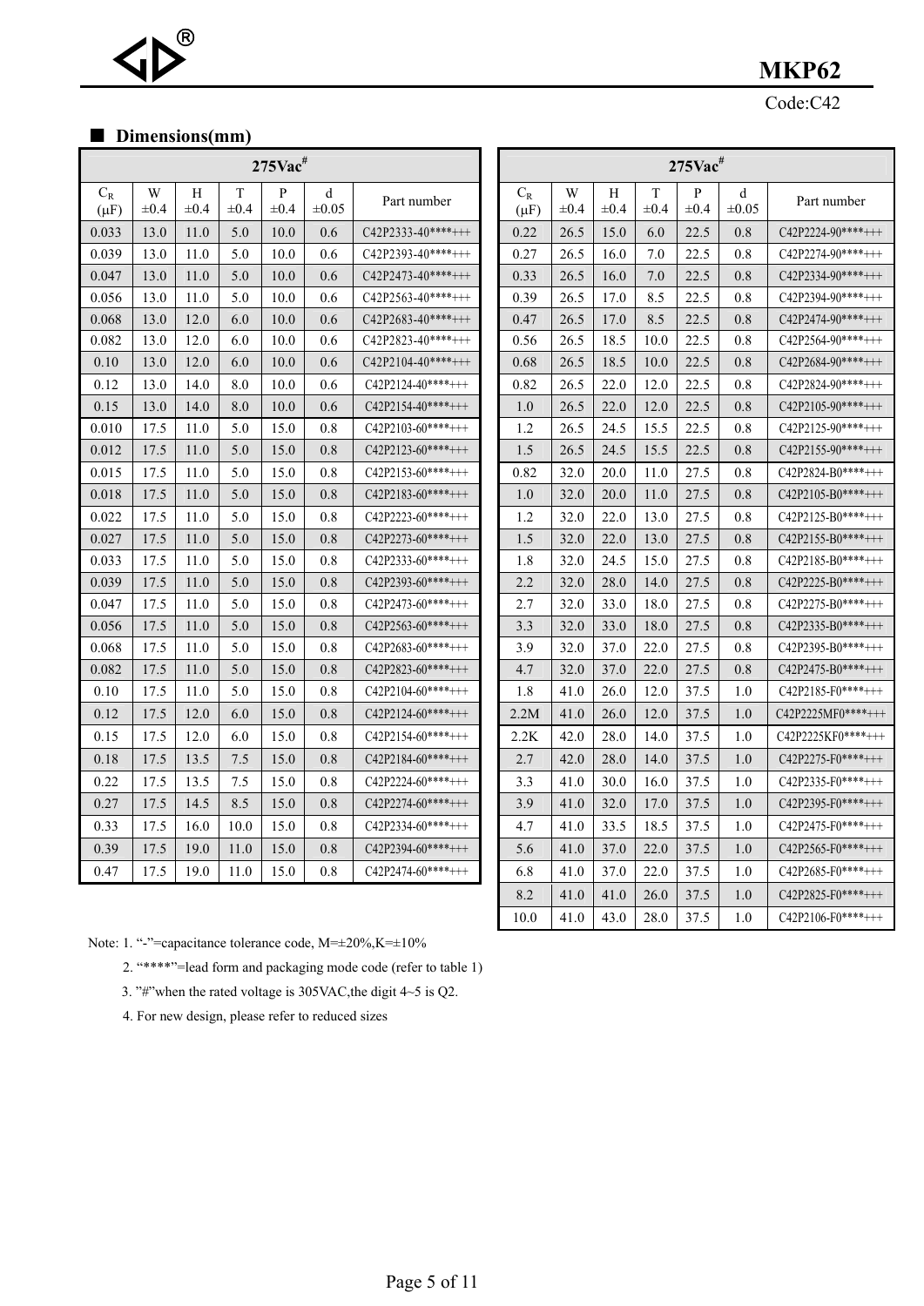**MKP62**

Code:C42

## ■ Dimensions(mm)

| 275Vac# | | | | | | |
|---|---|---|---|---|---|---|
| $C_R$ (μF) | W ±0.4 | H ±0.4 | T ±0.4 | P ±0.4 | d ±0.05 | Part number |
| 0.033 | 13.0 | 11.0 | 5.0 | 10.0 | 0.6 | C42P2333-40****+++ |
| 0.039 | 13.0 | 11.0 | 5.0 | 10.0 | 0.6 | C42P2393-40****+++ |
| 0.047 | 13.0 | 11.0 | 5.0 | 10.0 | 0.6 | C42P2473-40****+++ |
| 0.056 | 13.0 | 11.0 | 5.0 | 10.0 | 0.6 | C42P2563-40****+++ |
| 0.068 | 13.0 | 12.0 | 6.0 | 10.0 | 0.6 | C42P2683-40****+++ |
| 0.082 | 13.0 | 12.0 | 6.0 | 10.0 | 0.6 | C42P2823-40****+++ |
| 0.10 | 13.0 | 12.0 | 6.0 | 10.0 | 0.6 | C42P2104-40****+++ |
| 0.12 | 13.0 | 14.0 | 8.0 | 10.0 | 0.6 | C42P2124-40****+++ |
| 0.15 | 13.0 | 14.0 | 8.0 | 10.0 | 0.6 | C42P2154-40****+++ |
| 0.010 | 17.5 | 11.0 | 5.0 | 15.0 | 0.8 | C42P2103-60****+++ |
| 0.012 | 17.5 | 11.0 | 5.0 | 15.0 | 0.8 | C42P2123-60****+++ |
| 0.015 | 17.5 | 11.0 | 5.0 | 15.0 | 0.8 | C42P2153-60****+++ |
| 0.018 | 17.5 | 11.0 | 5.0 | 15.0 | 0.8 | C42P2183-60****+++ |
| 0.022 | 17.5 | 11.0 | 5.0 | 15.0 | 0.8 | C42P2223-60****+++ |
| 0.027 | 17.5 | 11.0 | 5.0 | 15.0 | 0.8 | C42P2273-60****+++ |
| 0.033 | 17.5 | 11.0 | 5.0 | 15.0 | 0.8 | C42P2333-60****+++ |
| 0.039 | 17.5 | 11.0 | 5.0 | 15.0 | 0.8 | C42P2393-60****+++ |
| 0.047 | 17.5 | 11.0 | 5.0 | 15.0 | 0.8 | C42P2473-60****+++ |
| 0.056 | 17.5 | 11.0 | 5.0 | 15.0 | 0.8 | C42P2563-60****+++ |
| 0.068 | 17.5 | 11.0 | 5.0 | 15.0 | 0.8 | C42P2683-60****+++ |
| 0.082 | 17.5 | 11.0 | 5.0 | 15.0 | 0.8 | C42P2823-60****+++ |
| 0.10 | 17.5 | 11.0 | 5.0 | 15.0 | 0.8 | C42P2104-60****+++ |
| 0.12 | 17.5 | 12.0 | 6.0 | 15.0 | 0.8 | C42P2124-60****+++ |
| 0.15 | 17.5 | 12.0 | 6.0 | 15.0 | 0.8 | C42P2154-60****+++ |
| 0.18 | 17.5 | 13.5 | 7.5 | 15.0 | 0.8 | C42P2184-60****+++ |
| 0.22 | 17.5 | 13.5 | 7.5 | 15.0 | 0.8 | C42P2224-60****+++ |
| 0.27 | 17.5 | 14.5 | 8.5 | 15.0 | 0.8 | C42P2274-60****+++ |
| 0.33 | 17.5 | 16.0 | 10.0 | 15.0 | 0.8 | C42P2334-60****+++ |
| 0.39 | 17.5 | 19.0 | 11.0 | 15.0 | 0.8 | C42P2394-60****+++ |
| 0.47 | 17.5 | 19.0 | 11.0 | 15.0 | 0.8 | C42P2474-60****+++ |

| 275Vac# | | | | | | |
|---|---|---|---|---|---|---|
| $C_R$ (μF) | W ±0.4 | H ±0.4 | T ±0.4 | P ±0.4 | d ±0.05 | Part number |
| 0.22 | 26.5 | 15.0 | 6.0 | 22.5 | 0.8 | C42P2224-90****+++ |
| 0.27 | 26.5 | 16.0 | 7.0 | 22.5 | 0.8 | C42P2274-90****+++ |
| 0.33 | 26.5 | 16.0 | 7.0 | 22.5 | 0.8 | C42P2334-90****+++ |
| 0.39 | 26.5 | 17.0 | 8.5 | 22.5 | 0.8 | C42P2394-90****+++ |
| 0.47 | 26.5 | 17.0 | 8.5 | 22.5 | 0.8 | C42P2474-90****+++ |
| 0.56 | 26.5 | 18.5 | 10.0 | 22.5 | 0.8 | C42P2564-90****+++ |
| 0.68 | 26.5 | 18.5 | 10.0 | 22.5 | 0.8 | C42P2684-90****+++ |
| 0.82 | 26.5 | 22.0 | 12.0 | 22.5 | 0.8 | C42P2824-90****+++ |
| 1.0 | 26.5 | 22.0 | 12.0 | 22.5 | 0.8 | C42P2105-90****+++ |
| 1.2 | 26.5 | 24.5 | 15.5 | 22.5 | 0.8 | C42P2125-90****+++ |
| 1.5 | 26.5 | 24.5 | 15.5 | 22.5 | 0.8 | C42P2155-90****+++ |
| 0.82 | 32.0 | 20.0 | 11.0 | 27.5 | 0.8 | C42P2824-B0****+++ |
| 1.0 | 32.0 | 20.0 | 11.0 | 27.5 | 0.8 | C42P2105-B0****+++ |
| 1.2 | 32.0 | 22.0 | 13.0 | 27.5 | 0.8 | C42P2125-B0****+++ |
| 1.5 | 32.0 | 22.0 | 13.0 | 27.5 | 0.8 | C42P2155-B0****+++ |
| 1.8 | 32.0 | 24.5 | 15.0 | 27.5 | 0.8 | C42P2185-B0****+++ |
| 2.2 | 32.0 | 28.0 | 14.0 | 27.5 | 0.8 | C42P2225-B0****+++ |
| 2.7 | 32.0 | 33.0 | 18.0 | 27.5 | 0.8 | C42P2275-B0****+++ |
| 3.3 | 32.0 | 33.0 | 18.0 | 27.5 | 0.8 | C42P2335-B0****+++ |
| 3.9 | 32.0 | 37.0 | 22.0 | 27.5 | 0.8 | C42P2395-B0****+++ |
| 4.7 | 32.0 | 37.0 | 22.0 | 27.5 | 0.8 | C42P2475-B0****+++ |
| 1.8 | 41.0 | 26.0 | 12.0 | 37.5 | 1.0 | C42P2185-F0****+++ |
| 2.2M | 41.0 | 26.0 | 12.0 | 37.5 | 1.0 | C42P2225MF0****+++ |
| 2.2K | 42.0 | 28.0 | 14.0 | 37.5 | 1.0 | C42P2225KF0****+++ |
| 2.7 | 42.0 | 28.0 | 14.0 | 37.5 | 1.0 | C42P2275-F0****+++ |
| 3.3 | 41.0 | 30.0 | 16.0 | 37.5 | 1.0 | C42P2335-F0****+++ |
| 3.9 | 41.0 | 32.0 | 17.0 | 37.5 | 1.0 | C42P2395-F0****+++ |
| 4.7 | 41.0 | 33.5 | 18.5 | 37.5 | 1.0 | C42P2475-F0****+++ |
| 5.6 | 41.0 | 37.0 | 22.0 | 37.5 | 1.0 | C42P2565-F0****+++ |
| 6.8 | 41.0 | 37.0 | 22.0 | 37.5 | 1.0 | C42P2685-F0****+++ |
| 8.2 | 41.0 | 41.0 | 26.0 | 37.5 | 1.0 | C42P2825-F0****+++ |
| 10.0 | 41.0 | 43.0 | 28.0 | 37.5 | 1.0 | C42P2106-F0****+++ |

Note: 1. "-"=capacitance tolerance code, M=±20%,K=±10%

2. "****"=lead form and packaging mode code (refer to table 1)

3. "#"when the rated voltage is 305VAC,the digit 4~5 is Q2.

4. For new design, please refer to reduced sizes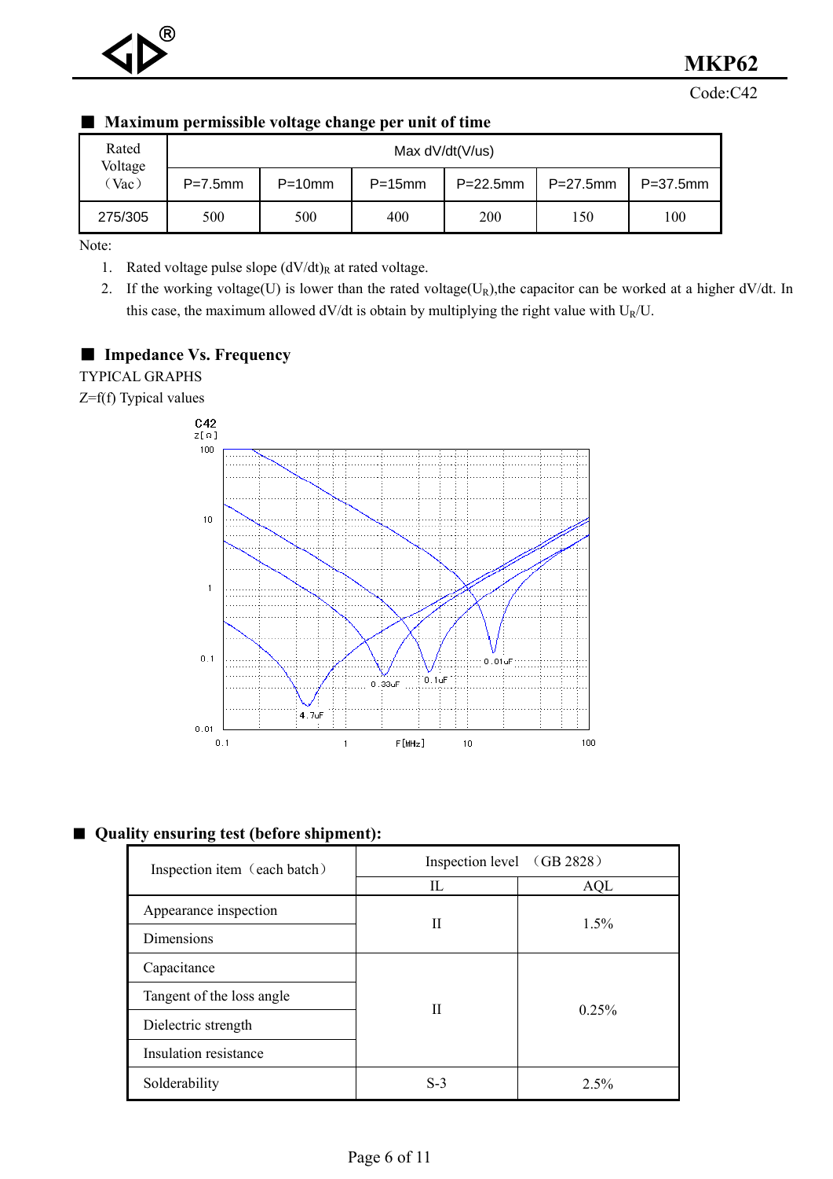## ■ Maximum permissible voltage change per unit of time

| Rated Voltage (Vac) | Max dV/dt(V/us) | | | | | |
|---|---|---|---|---|---|---|
| | P=7.5mm | P=10mm | P=15mm | P=22.5mm | P=27.5mm | P=37.5mm |
| 275/305 | 500 | 500 | 400 | 200 | 150 | 100 |

Note:

1. Rated voltage pulse slope $(dV/dt)_R$ at rated voltage.
2. If the working voltage(U) is lower than the rated voltage($U_R$),the capacitor can be worked at a higher dV/dt. In this case, the maximum allowed dV/dt is obtain by multiplying the right value with $U_R/U$.

## ■ Impedance Vs. Frequency

TYPICAL GRAPHS

Z=f(f) Typical values

C42

## ■ Quality ensuring test (before shipment):

| Inspection item（each batch） | Inspection level （GB 2828） | |
|---|---|---|
| | IL | AQL |
| Appearance inspection | II | 1.5% |
| Dimensions | | |
| Capacitance | II | 0.25% |
| Tangent of the loss angle | | |
| Dielectric strength | | |
| Insulation resistance | | |
| Solderability | S-3 | 2.5% |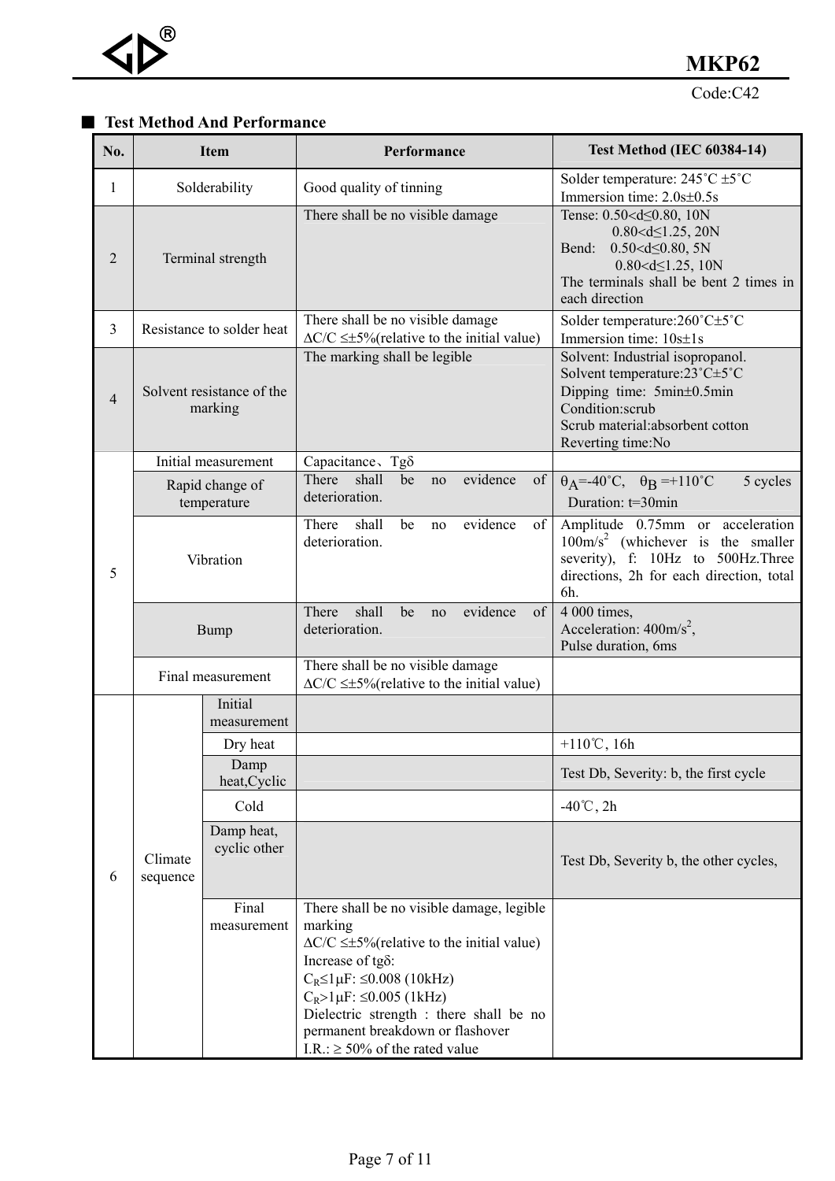## ■ Test Method And Performance

| No. | Item | | Performance | Test Method (IEC 60384-14) |
|---|---|---|---|---|
| 1 | Solderability | | Good quality of tinning | Solder temperature: 245˚C ±5˚C<br>Immersion time: 2.0s±0.5s |
| 2 | Terminal strength | | There shall be no visible damage | Tense: 0.50<d≤0.80, 10N<br>0.80<d≤1.25, 20N<br>Bend: 0.50<d≤0.80, 5N<br>0.80<d≤1.25, 10N<br>The terminals shall be bent 2 times in each direction |
| 3 | Resistance to solder heat | | There shall be no visible damage<br>ΔC/C ≤±5%(relative to the initial value) | Solder temperature:260˚C±5˚C<br>Immersion time: 10s±1s |
| 4 | Solvent resistance of the marking | | The marking shall be legible | Solvent: Industrial isopropanol.<br>Solvent temperature:23˚C±5˚C<br>Dipping time: 5min±0.5min<br>Condition:scrub<br>Scrub material:absorbent cotton<br>Reverting time:No |
| 5 | Initial measurement | | Capacitance、Tgδ | |
| | Rapid change of temperature | | There shall be no evidence of deterioration. | $\theta_A$=-40˚C, $\theta_B$ =+110˚C 5 cycles<br>Duration: t=30min |
| | Vibration | | There shall be no evidence of deterioration. | Amplitude 0.75mm or acceleration 100m/s$^2$ (whichever is the smaller severity), f: 10Hz to 500Hz.Three directions, 2h for each direction, total 6h. |
| | Bump | | There shall be no evidence of deterioration. | 4 000 times,<br>Acceleration: 400m/s$^2$,<br>Pulse duration, 6ms |
| | Final measurement | | There shall be no visible damage<br>ΔC/C ≤±5%(relative to the initial value) | |
| 6 | Climate sequence | Initial measurement | | |
| | | Dry heat | | +110℃, 16h |
| | | Damp heat,Cyclic | | Test Db, Severity: b, the first cycle |
| | | Cold | | -40℃, 2h |
| | | Damp heat, cyclic other | | Test Db, Severity b, the other cycles, |
| | | Final measurement | There shall be no visible damage, legible marking<br>ΔC/C ≤±5%(relative to the initial value)<br>Increase of tgδ:<br>$C_R$≤1μF: ≤0.008 (10kHz)<br>$C_R$>1μF: ≤0.005 (1kHz)<br>Dielectric strength : there shall be no permanent breakdown or flashover<br>I.R.: ≥ 50% of the rated value | |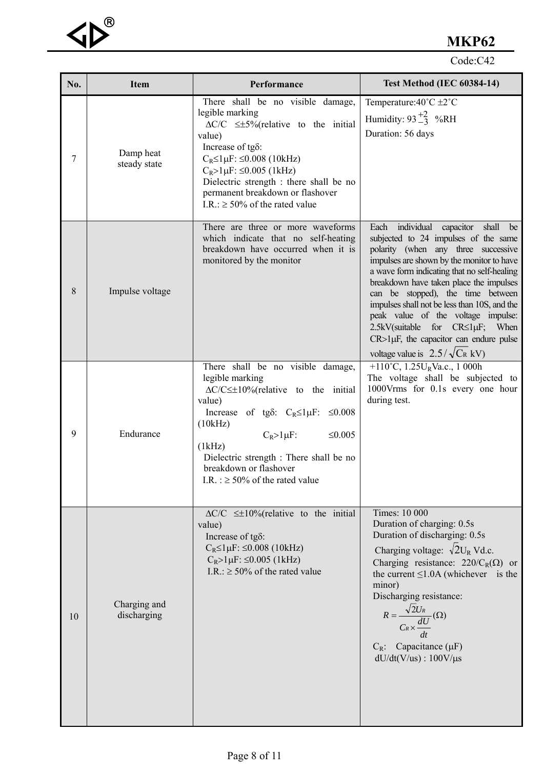# MKP62

Code:C42

| No. | Item | Performance | Test Method (IEC 60384-14) |
|---|---|---|---|
| 7 | Damp heat steady state | There shall be no visible damage, legible marking<br>$\Delta C/C$ ≤±5%(relative to the initial value)<br>Increase of tgδ:<br>$C_R$≤1μF: ≤0.008 (10kHz)<br>$C_R$>1μF: ≤0.005 (1kHz)<br>Dielectric strength : there shall be no permanent breakdown or flashover<br>I.R.: ≥ 50% of the rated value | Temperature:40˚C ±2˚C<br>Humidity: $93^{+2}_{-3}$ %RH<br>Duration: 56 days |
| 8 | Impulse voltage | There are three or more waveforms which indicate that no self-heating breakdown have occurred when it is monitored by the monitor | Each individual capacitor shall be subjected to 24 impulses of the same polarity (when any three successive impulses are shown by the monitor to have a wave form indicating that no self-healing breakdown have taken place the impulses can be stopped), the time between impulses shall not be less than 10S, and the peak value of the voltage impulse: 2.5kV(suitable for CR≤1μF; When CR>1μF, the capacitor can endure pulse voltage value is $2.5/\sqrt{C_R}$ kV) |
| 9 | Endurance | There shall be no visible damage, legible marking<br>$\Delta C/C$≤±10%(relative to the initial value)<br>Increase of tgδ: $C_R$≤1μF: ≤0.008 (10kHz)<br>$C_R$>1μF: ≤0.005 (1kHz)<br>Dielectric strength : There shall be no breakdown or flashover<br>I.R. : ≥ 50% of the rated value | +110˚C, 1.25$U_R$Va.c., 1 000h<br>The voltage shall be subjected to 1000Vrms for 0.1s every one hour during test. |
| 10 | Charging and discharging | $\Delta C/C$ ≤±10%(relative to the initial value)<br>Increase of tgδ:<br>$C_R$≤1μF: ≤0.008 (10kHz)<br>$C_R$>1μF: ≤0.005 (1kHz)<br>I.R.: ≥ 50% of the rated value | Times: 10 000<br>Duration of charging: 0.5s<br>Duration of discharging: 0.5s<br>Charging voltage: $\sqrt{2}U_R$ Vd.c.<br>Charging resistance: 220/$C_R$(Ω) or the current ≤1.0A (whichever is the minor)<br>Discharging resistance:<br>$R = \frac{\sqrt{2}U_R}{C_R \times \frac{dU}{dt}}(\Omega)$<br>$C_R$: Capacitance (μF)<br>dU/dt(V/us) : 100V/μs |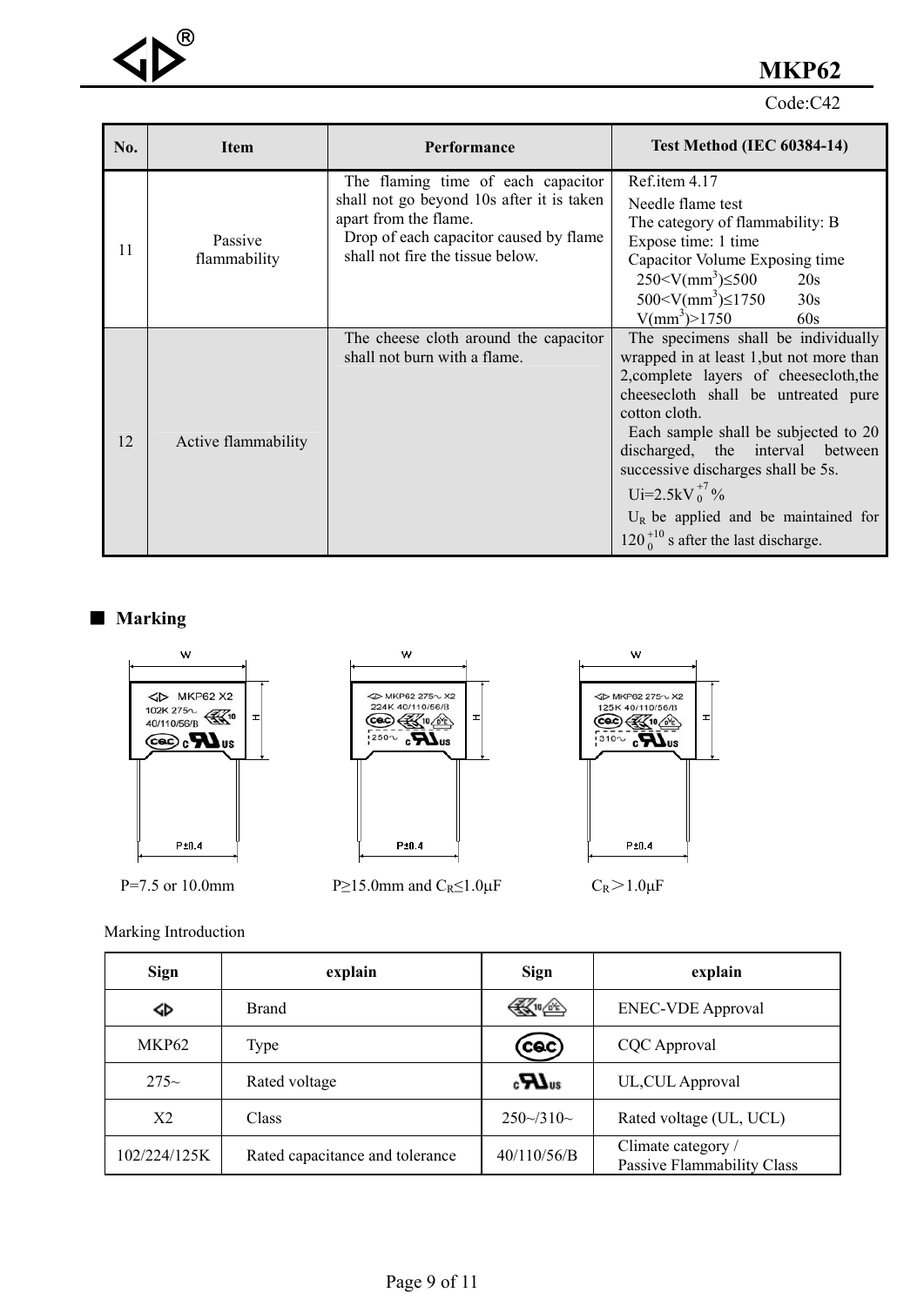| No. | Item | Performance | Test Method (IEC 60384-14) |
|---|---|---|---|
| 11 | Passive flammability | The flaming time of each capacitor shall not go beyond 10s after it is taken apart from the flame.<br>Drop of each capacitor caused by flame shall not fire the tissue below. | Ref.item 4.17<br>Needle flame test<br>The category of flammability: B<br>Expose time: 1 time<br>Capacitor Volume Exposing time<br>$250<V(mm^3)\leq500$ 20s<br>$500<V(mm^3)\leq1750$ 30s<br>$V(mm^3)>1750$ 60s |
| 12 | Active flammability | The cheese cloth around the capacitor shall not burn with a flame. | The specimens shall be individually wrapped in at least 1,but not more than 2,complete layers of cheesecloth,the cheesecloth shall be untreated pure cotton cloth.<br>Each sample shall be subjected to 20 discharged, the interval between successive discharges shall be 5s.<br>$Ui=2.5kV_{0}^{+7}\%$<br>$U_R$ be applied and be maintained for $120_{0}^{+10}$ s after the last discharge. |

## ■ Marking

P=7.5 or 10.0mm    P≥15.0mm and $C_R$≤1.0μF    $C_R$＞1.0μF

Marking Introduction

| Sign | explain | Sign | explain |
|---|---|---|---|
| ◁▷ | Brand | | ENEC-VDE Approval |
| MKP62 | Type | CQC | CQC Approval |
| 275~ | Rated voltage | cULus | UL,CUL Approval |
| X2 | Class | 250~/310~ | Rated voltage (UL, UCL) |
| 102/224/125K | Rated capacitance and tolerance | 40/110/56/B | Climate category / Passive Flammability Class |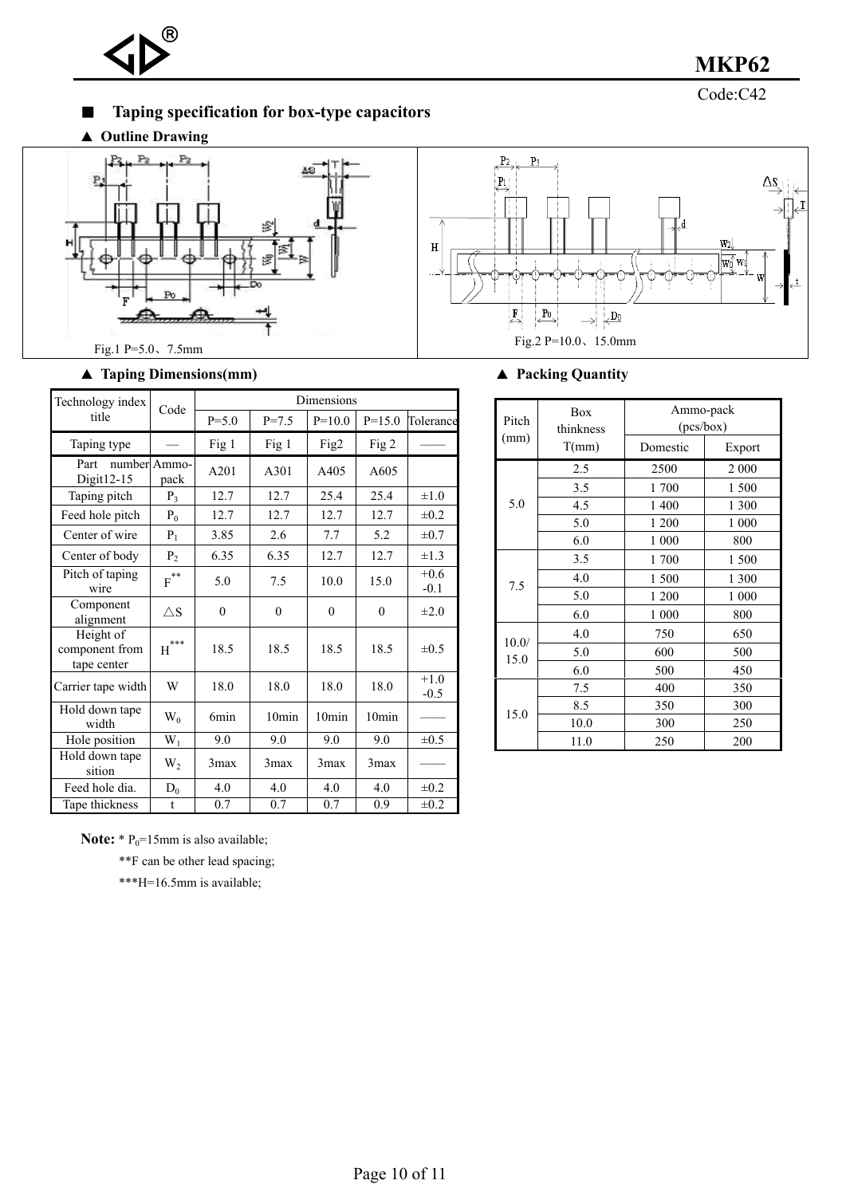## ■ Taping specification for box-type capacitors

### ▲ Outline Drawing

Fig.1 P=5.0、7.5mm

Fig.2 P=10.0、15.0mm

### ▲ Taping Dimensions(mm)

| Technology index title | Code | Dimensions | | | | |
|---|---|---|---|---|---|---|
| | | P=5.0 | P=7.5 | P=10.0 | P=15.0 | Tolerance |
| Taping type | — | Fig 1 | Fig 1 | Fig2 | Fig 2 | —— |
| Part number Digit12-15 | Ammo-pack | A201 | A301 | A405 | A605 | |
| Taping pitch | $P_3$ | 12.7 | 12.7 | 25.4 | 25.4 | ±1.0 |
| Feed hole pitch | $P_0$ | 12.7 | 12.7 | 12.7 | 12.7 | ±0.2 |
| Center of wire | $P_1$ | 3.85 | 2.6 | 7.7 | 5.2 | ±0.7 |
| Center of body | $P_2$ | 6.35 | 6.35 | 12.7 | 12.7 | ±1.3 |
| Pitch of taping wire | $F^{**}$ | 5.0 | 7.5 | 10.0 | 15.0 | +0.6 -0.1 |
| Component alignment | △S | 0 | 0 | 0 | 0 | ±2.0 |
| Height of component from tape center | $H^{***}$ | 18.5 | 18.5 | 18.5 | 18.5 | ±0.5 |
| Carrier tape width | W | 18.0 | 18.0 | 18.0 | 18.0 | +1.0 -0.5 |
| Hold down tape width | $W_0$ | 6min | 10min | 10min | 10min | —— |
| Hole position | $W_1$ | 9.0 | 9.0 | 9.0 | 9.0 | ±0.5 |
| Hold down tape sition | $W_2$ | 3max | 3max | 3max | 3max | —— |
| Feed hole dia. | $D_0$ | 4.0 | 4.0 | 4.0 | 4.0 | ±0.2 |
| Tape thickness | t | 0.7 | 0.7 | 0.7 | 0.9 | ±0.2 |

**Note:** * $P_0$=15mm is also available;

**F can be other lead spacing;

***H=16.5mm is available;

### ▲ Packing Quantity

| Pitch (mm) | Box thinkness T(mm) | Ammo-pack (pcs/box) | |
|---|---|---|---|
| | | Domestic | Export |
| 5.0 | 2.5 | 2500 | 2 000 |
| | 3.5 | 1 700 | 1 500 |
| | 4.5 | 1 400 | 1 300 |
| | 5.0 | 1 200 | 1 000 |
| | 6.0 | 1 000 | 800 |
| 7.5 | 3.5 | 1 700 | 1 500 |
| | 4.0 | 1 500 | 1 300 |
| | 5.0 | 1 200 | 1 000 |
| | 6.0 | 1 000 | 800 |
| 10.0/ 15.0 | 4.0 | 750 | 650 |
| | 5.0 | 600 | 500 |
| | 6.0 | 500 | 450 |
| 15.0 | 7.5 | 400 | 350 |
| | 8.5 | 350 | 300 |
| | 10.0 | 300 | 250 |
| | 11.0 | 250 | 200 |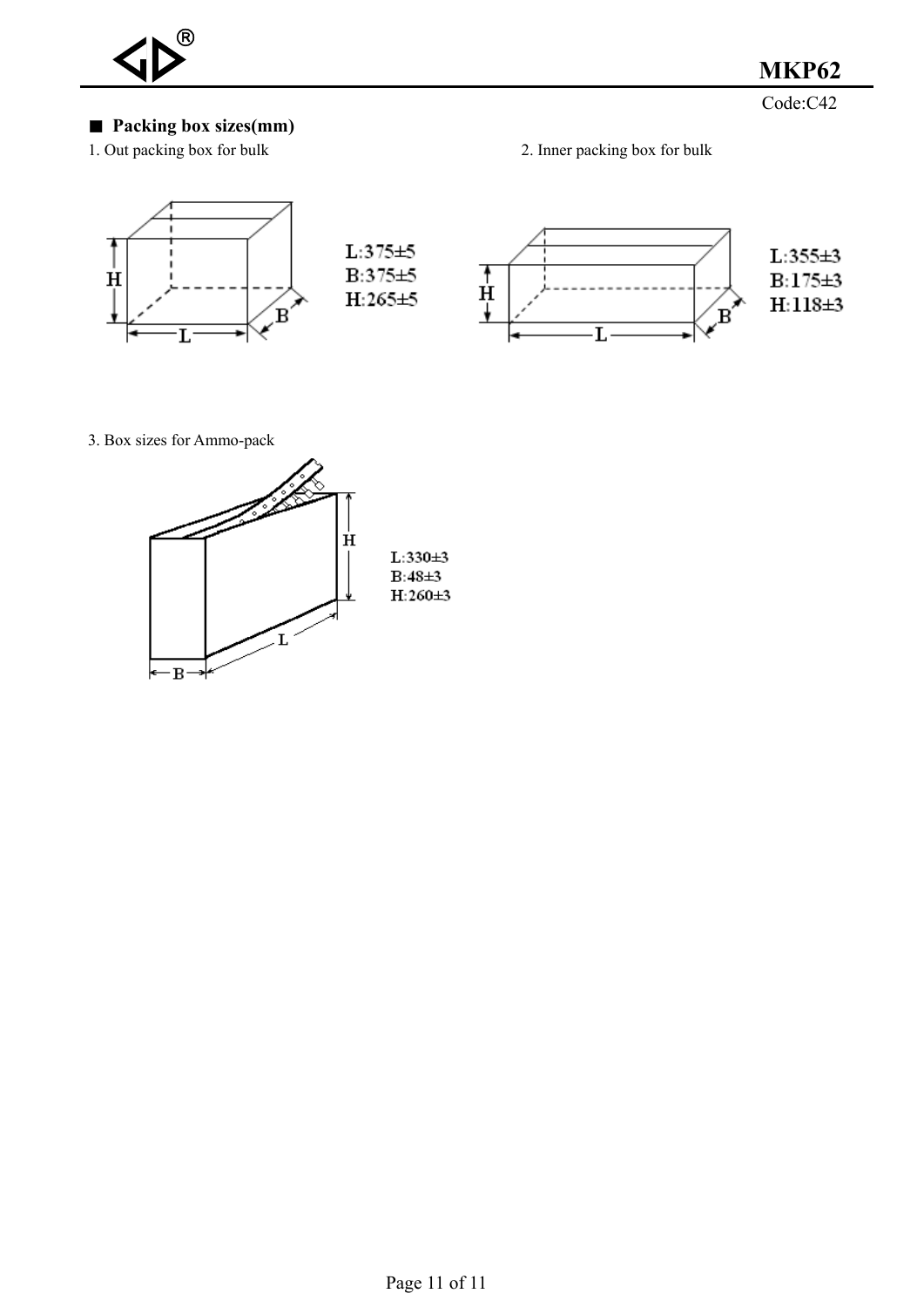## ■ Packing box sizes(mm)

1. Out packing box for bulk

L:375±5
B:375±5
H:265±5

2. Inner packing box for bulk

L:355±3
B:175±3
H:118±3

3. Box sizes for Ammo-pack

L:330±3
B:48±3
H:260±3